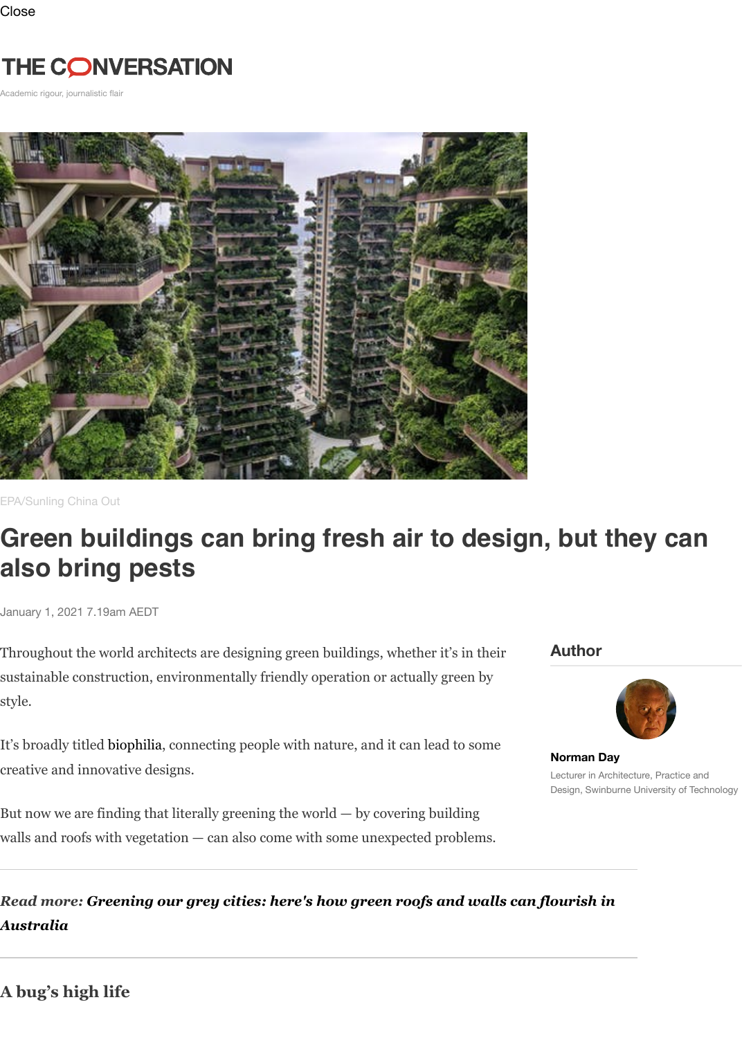Close

THE CONVERSATION

Academic rigour, journalistic flair

EPA/Sunling China Out

# Green buildings can bring fresh air to design, but they can also bring pests

January 1, 2021 7.19am AEDT

Throughout the world architects are designing green buildings, whether it's in their sustainable construction, environmentally friendly operation or actually green by style.

It's broadly titled biophilia, connecting people with nature, and it can lead to some creative and innovative designs.

But now we are finding that literally greening the world — by covering building walls and roofs with vegetation — can also come with some unexpected problems.

**Author**

**Norman Day**

Lecturer in Architecture, Practice and Design, Swinburne University of Technology

---

*Read more:* ***Greening our grey cities: here's how green roofs and walls can flourish in Australia***

---

## A bug's high life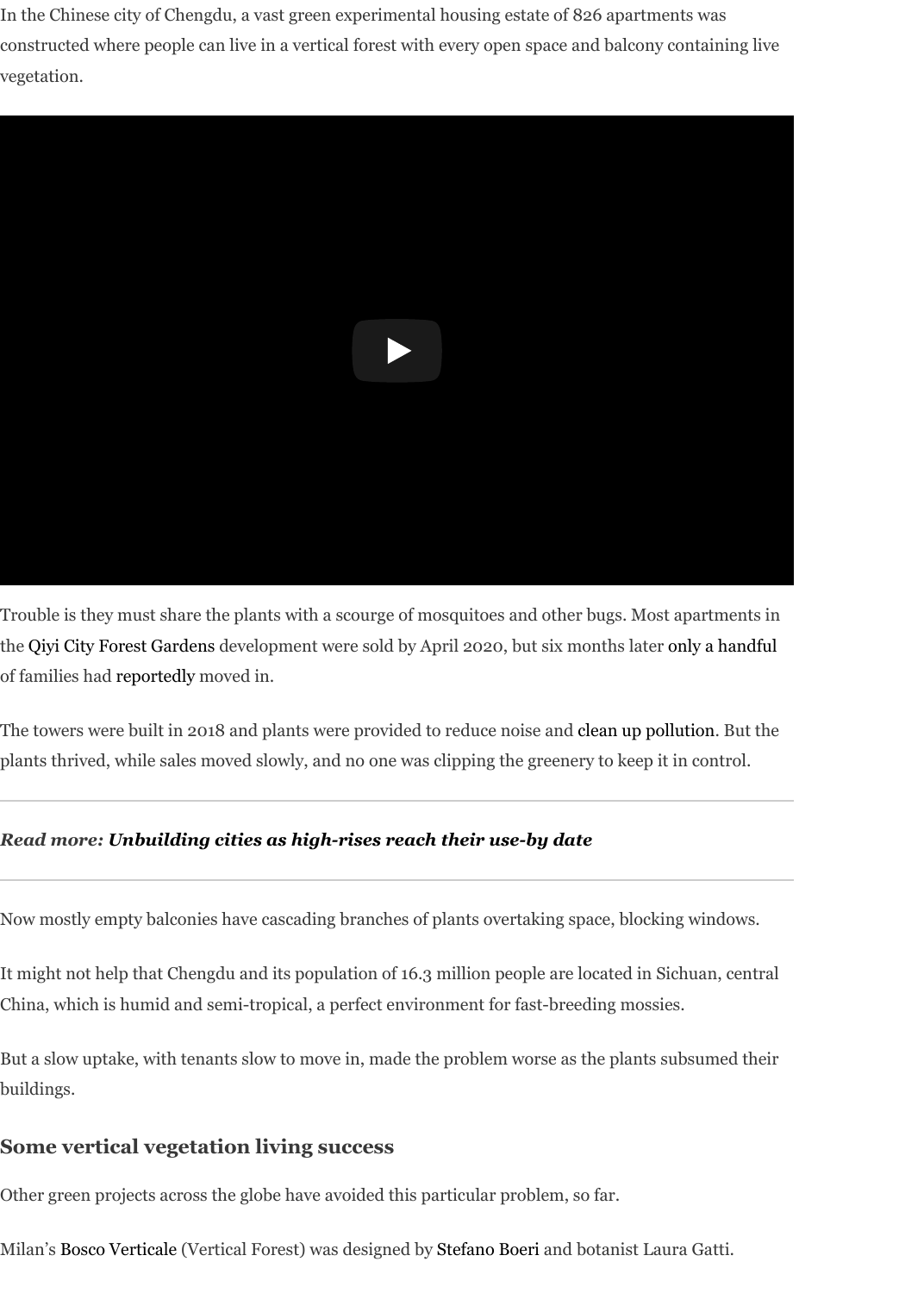In the Chinese city of Chengdu, a vast green experimental housing estate of 826 apartments was constructed where people can live in a vertical forest with every open space and balcony containing live vegetation.

Trouble is they must share the plants with a scourge of mosquitoes and other bugs. Most apartments in the Qiyi City Forest Gardens development were sold by April 2020, but six months later only a handful of families had reportedly moved in.

The towers were built in 2018 and plants were provided to reduce noise and clean up pollution. But the plants thrived, while sales moved slowly, and no one was clipping the greenery to keep it in control.

---

***Read more: Unbuilding cities as high-rises reach their use-by date***

---

Now mostly empty balconies have cascading branches of plants overtaking space, blocking windows.

It might not help that Chengdu and its population of 16.3 million people are located in Sichuan, central China, which is humid and semi-tropical, a perfect environment for fast-breeding mossies.

But a slow uptake, with tenants slow to move in, made the problem worse as the plants subsumed their buildings.

## Some vertical vegetation living success

Other green projects across the globe have avoided this particular problem, so far.

Milan's Bosco Verticale (Vertical Forest) was designed by Stefano Boeri and botanist Laura Gatti.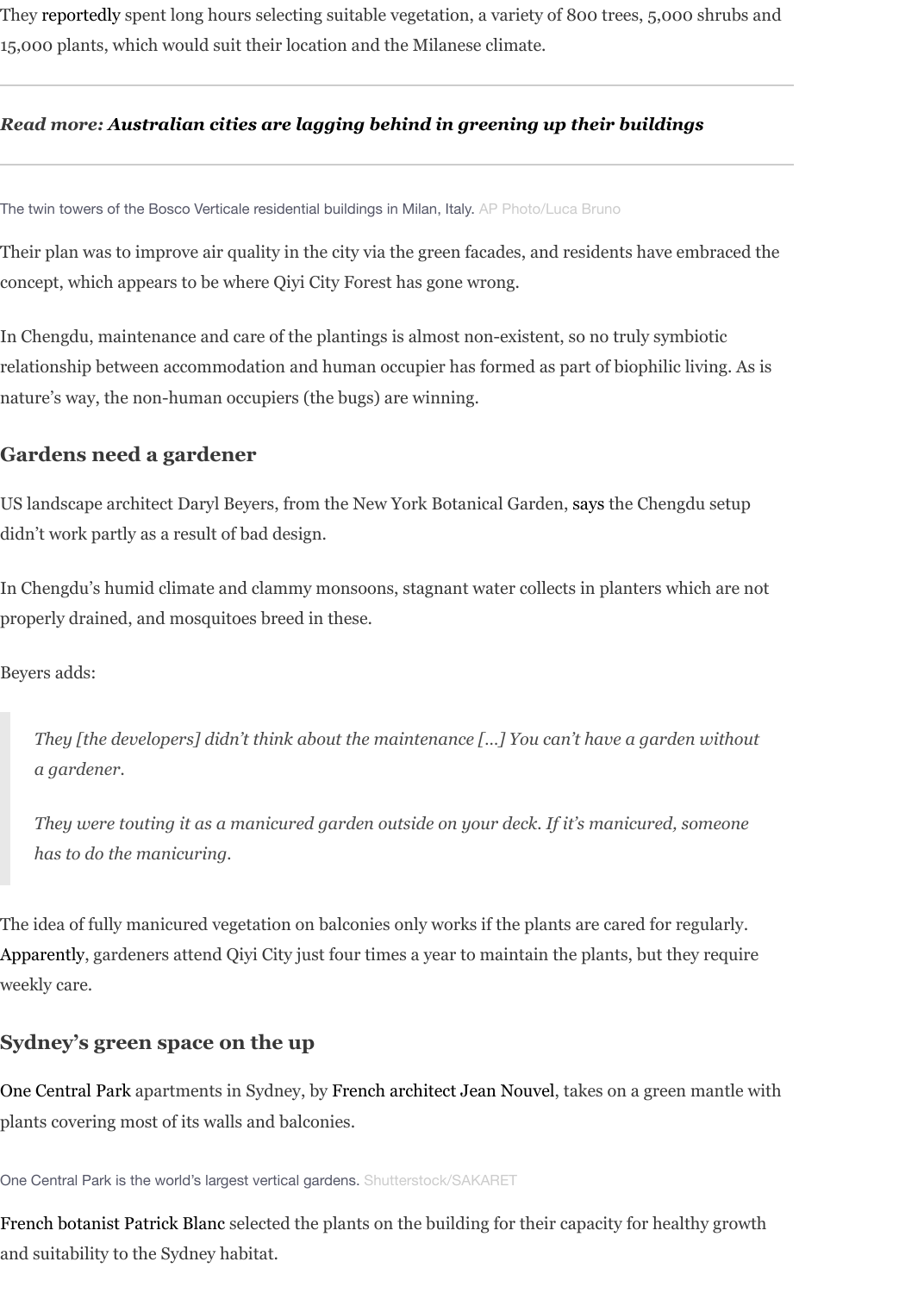They reportedly spent long hours selecting suitable vegetation, a variety of 800 trees, 5,000 shrubs and 15,000 plants, which would suit their location and the Milanese climate.

---

***Read more:* Australian cities are lagging behind in greening up their buildings**

---

The twin towers of the Bosco Verticale residential buildings in Milan, Italy. AP Photo/Luca Bruno

Their plan was to improve air quality in the city via the green facades, and residents have embraced the concept, which appears to be where Qiyi City Forest has gone wrong.

In Chengdu, maintenance and care of the plantings is almost non-existent, so no truly symbiotic relationship between accommodation and human occupier has formed as part of biophilic living. As is nature's way, the non-human occupiers (the bugs) are winning.

## Gardens need a gardener

US landscape architect Daryl Beyers, from the New York Botanical Garden, says the Chengdu setup didn't work partly as a result of bad design.

In Chengdu's humid climate and clammy monsoons, stagnant water collects in planters which are not properly drained, and mosquitoes breed in these.

Beyers adds:

> *They [the developers] didn't think about the maintenance […] You can't have a garden without a gardener.*
>
> *They were touting it as a manicured garden outside on your deck. If it's manicured, someone has to do the manicuring.*

The idea of fully manicured vegetation on balconies only works if the plants are cared for regularly. Apparently, gardeners attend Qiyi City just four times a year to maintain the plants, but they require weekly care.

## Sydney's green space on the up

One Central Park apartments in Sydney, by French architect Jean Nouvel, takes on a green mantle with plants covering most of its walls and balconies.

One Central Park is the world's largest vertical gardens. Shutterstock/SAKARET

French botanist Patrick Blanc selected the plants on the building for their capacity for healthy growth and suitability to the Sydney habitat.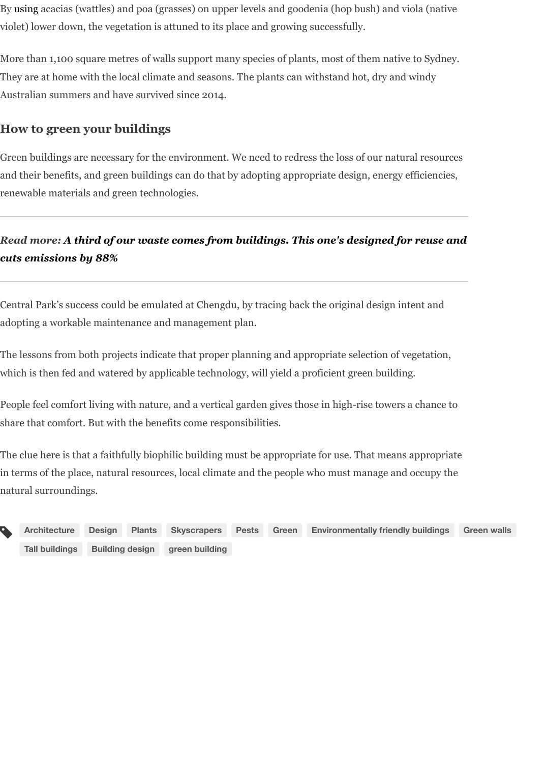By using acacias (wattles) and poa (grasses) on upper levels and goodenia (hop bush) and viola (native violet) lower down, the vegetation is attuned to its place and growing successfully.

More than 1,100 square metres of walls support many species of plants, most of them native to Sydney. They are at home with the local climate and seasons. The plants can withstand hot, dry and windy Australian summers and have survived since 2014.

## How to green your buildings

Green buildings are necessary for the environment. We need to redress the loss of our natural resources and their benefits, and green buildings can do that by adopting appropriate design, energy efficiencies, renewable materials and green technologies.

---

***Read more:*** ***A third of our waste comes from buildings. This one's designed for reuse and cuts emissions by 88%***

---

Central Park's success could be emulated at Chengdu, by tracing back the original design intent and adopting a workable maintenance and management plan.

The lessons from both projects indicate that proper planning and appropriate selection of vegetation, which is then fed and watered by applicable technology, will yield a proficient green building.

People feel comfort living with nature, and a vertical garden gives those in high-rise towers a chance to share that comfort. But with the benefits come responsibilities.

The clue here is that a faithfully biophilic building must be appropriate for use. That means appropriate in terms of the place, natural resources, local climate and the people who must manage and occupy the natural surroundings.

Architecture | Design | Plants | Skyscrapers | Pests | Green | Environmentally friendly buildings | Green walls | Tall buildings | Building design | green building